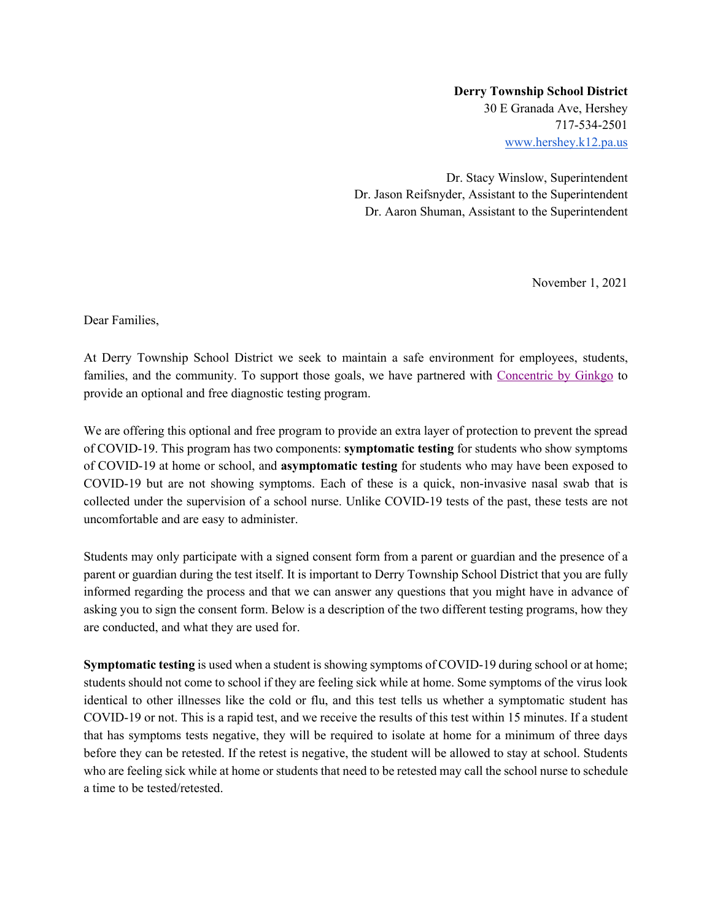**Derry Township School District**
30 E Granada Ave, Hershey
717-534-2501
www.hershey.k12.pa.us

Dr. Stacy Winslow, Superintendent
Dr. Jason Reifsnyder, Assistant to the Superintendent
Dr. Aaron Shuman, Assistant to the Superintendent

November 1, 2021

Dear Families,

At Derry Township School District we seek to maintain a safe environment for employees, students, families, and the community. To support those goals, we have partnered with Concentric by Ginkgo to provide an optional and free diagnostic testing program.

We are offering this optional and free program to provide an extra layer of protection to prevent the spread of COVID-19. This program has two components: **symptomatic testing** for students who show symptoms of COVID-19 at home or school, and **asymptomatic testing** for students who may have been exposed to COVID-19 but are not showing symptoms. Each of these is a quick, non-invasive nasal swab that is collected under the supervision of a school nurse. Unlike COVID-19 tests of the past, these tests are not uncomfortable and are easy to administer.

Students may only participate with a signed consent form from a parent or guardian and the presence of a parent or guardian during the test itself. It is important to Derry Township School District that you are fully informed regarding the process and that we can answer any questions that you might have in advance of asking you to sign the consent form. Below is a description of the two different testing programs, how they are conducted, and what they are used for.

**Symptomatic testing** is used when a student is showing symptoms of COVID-19 during school or at home; students should not come to school if they are feeling sick while at home. Some symptoms of the virus look identical to other illnesses like the cold or flu, and this test tells us whether a symptomatic student has COVID-19 or not. This is a rapid test, and we receive the results of this test within 15 minutes. If a student that has symptoms tests negative, they will be required to isolate at home for a minimum of three days before they can be retested. If the retest is negative, the student will be allowed to stay at school. Students who are feeling sick while at home or students that need to be retested may call the school nurse to schedule a time to be tested/retested.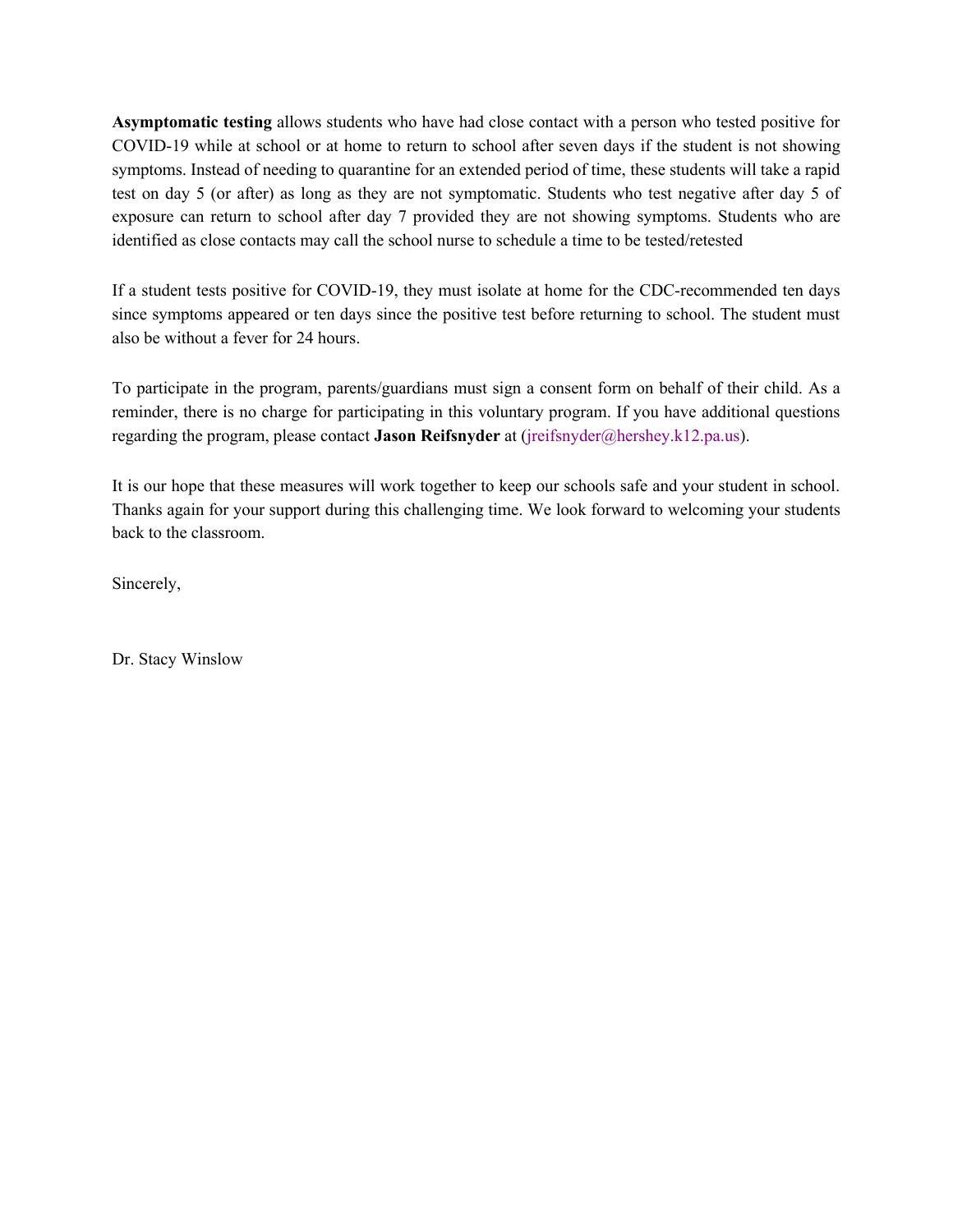**Asymptomatic testing** allows students who have had close contact with a person who tested positive for COVID-19 while at school or at home to return to school after seven days if the student is not showing symptoms. Instead of needing to quarantine for an extended period of time, these students will take a rapid test on day 5 (or after) as long as they are not symptomatic. Students who test negative after day 5 of exposure can return to school after day 7 provided they are not showing symptoms. Students who are identified as close contacts may call the school nurse to schedule a time to be tested/retested

If a student tests positive for COVID-19, they must isolate at home for the CDC-recommended ten days since symptoms appeared or ten days since the positive test before returning to school. The student must also be without a fever for 24 hours.

To participate in the program, parents/guardians must sign a consent form on behalf of their child. As a reminder, there is no charge for participating in this voluntary program. If you have additional questions regarding the program, please contact **Jason Reifsnyder** at (jreifsnyder@hershey.k12.pa.us).

It is our hope that these measures will work together to keep our schools safe and your student in school. Thanks again for your support during this challenging time. We look forward to welcoming your students back to the classroom.

Sincerely,

Dr. Stacy Winslow